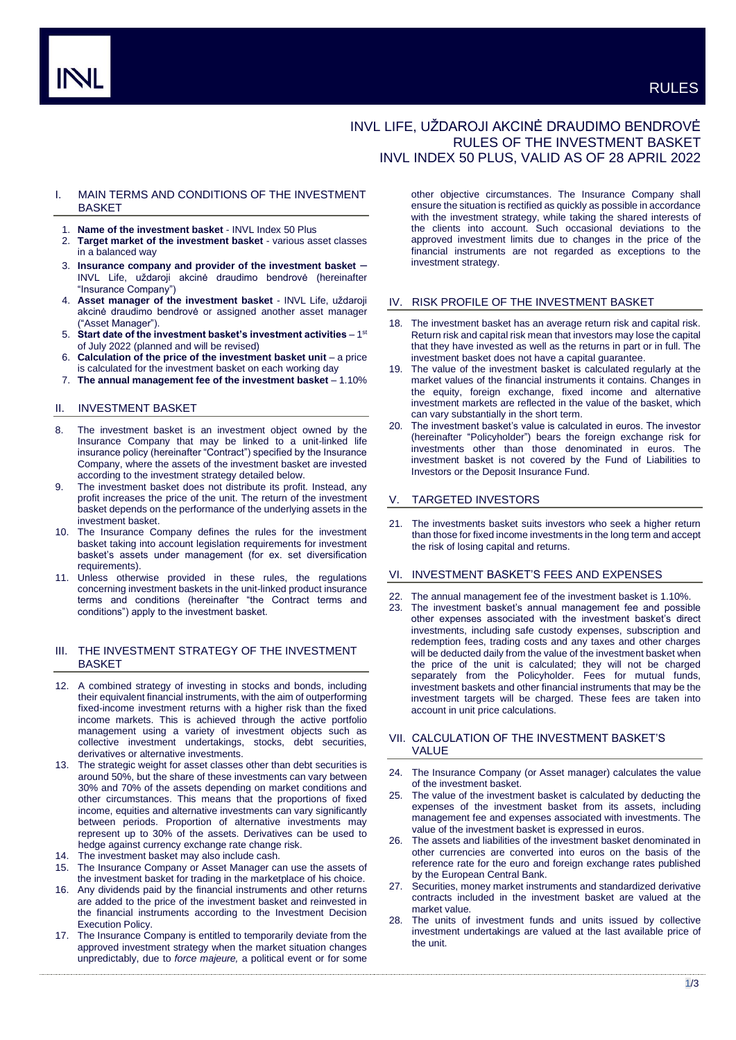# INVL LIFE, UŽDAROJI AKCINĖ DRAUDIMO BENDROVĖ RULES OF THE INVESTMENT BASKET INVL INDEX 50 PLUS, VALID AS OF 28 APRIL 2022

## I. MAIN TERMS AND CONDITIONS OF THE INVESTMENT BASKET

1. **Name of the investment basket** - INVL Index 50 Plus
2. **Target market of the investment basket** - various asset classes in a balanced way
3. **Insurance company and provider of the investment basket** – INVL Life, uždaroji akcinė draudimo bendrovė (hereinafter "Insurance Company")
4. **Asset manager of the investment basket** - INVL Life, uždaroji akcinė draudimo bendrovė or assigned another asset manager ("Asset Manager").
5. **Start date of the investment basket's investment activities** – 1st of July 2022 (planned and will be revised)
6. **Calculation of the price of the investment basket unit** – a price is calculated for the investment basket on each working day
7. **The annual management fee of the investment basket** – 1.10%

## II. INVESTMENT BASKET

8. The investment basket is an investment object owned by the Insurance Company that may be linked to a unit-linked life insurance policy (hereinafter "Contract") specified by the Insurance Company, where the assets of the investment basket are invested according to the investment strategy detailed below.
9. The investment basket does not distribute its profit. Instead, any profit increases the price of the unit. The return of the investment basket depends on the performance of the underlying assets in the investment basket.
10. The Insurance Company defines the rules for the investment basket taking into account legislation requirements for investment basket's assets under management (for ex. set diversification requirements).
11. Unless otherwise provided in these rules, the regulations concerning investment baskets in the unit-linked product insurance terms and conditions (hereinafter "the Contract terms and conditions") apply to the investment basket.

## III. THE INVESTMENT STRATEGY OF THE INVESTMENT BASKET

12. A combined strategy of investing in stocks and bonds, including their equivalent financial instruments, with the aim of outperforming fixed-income investment returns with a higher risk than the fixed income markets. This is achieved through the active portfolio management using a variety of investment objects such as collective investment undertakings, stocks, debt securities, derivatives or alternative investments.
13. The strategic weight for asset classes other than debt securities is around 50%, but the share of these investments can vary between 30% and 70% of the assets depending on market conditions and other circumstances. This means that the proportions of fixed income, equities and alternative investments can vary significantly between periods. Proportion of alternative investments may represent up to 30% of the assets. Derivatives can be used to hedge against currency exchange rate change risk.
14. The investment basket may also include cash.
15. The Insurance Company or Asset Manager can use the assets of the investment basket for trading in the marketplace of his choice.
16. Any dividends paid by the financial instruments and other returns are added to the price of the investment basket and reinvested in the financial instruments according to the Investment Decision Execution Policy.
17. The Insurance Company is entitled to temporarily deviate from the approved investment strategy when the market situation changes unpredictably, due to *force majeure,* a political event or for some other objective circumstances. The Insurance Company shall ensure the situation is rectified as quickly as possible in accordance with the investment strategy, while taking the shared interests of the clients into account. Such occasional deviations to the approved investment limits due to changes in the price of the financial instruments are not regarded as exceptions to the investment strategy.

## IV. RISK PROFILE OF THE INVESTMENT BASKET

18. The investment basket has an average return risk and capital risk. Return risk and capital risk mean that investors may lose the capital that they have invested as well as the returns in part or in full. The investment basket does not have a capital guarantee.
19. The value of the investment basket is calculated regularly at the market values of the financial instruments it contains. Changes in the equity, foreign exchange, fixed income and alternative investment markets are reflected in the value of the basket, which can vary substantially in the short term.
20. The investment basket's value is calculated in euros. The investor (hereinafter "Policyholder") bears the foreign exchange risk for investments other than those denominated in euros. The investment basket is not covered by the Fund of Liabilities to Investors or the Deposit Insurance Fund.

## V. TARGETED INVESTORS

21. The investments basket suits investors who seek a higher return than those for fixed income investments in the long term and accept the risk of losing capital and returns.

## VI. INVESTMENT BASKET'S FEES AND EXPENSES

22. The annual management fee of the investment basket is 1.10%.
23. The investment basket's annual management fee and possible other expenses associated with the investment basket's direct investments, including safe custody expenses, subscription and redemption fees, trading costs and any taxes and other charges will be deducted daily from the value of the investment basket when the price of the unit is calculated; they will not be charged separately from the Policyholder. Fees for mutual funds, investment baskets and other financial instruments that may be the investment targets will be charged. These fees are taken into account in unit price calculations.

## VII. CALCULATION OF THE INVESTMENT BASKET'S VALUE

24. The Insurance Company (or Asset manager) calculates the value of the investment basket.
25. The value of the investment basket is calculated by deducting the expenses of the investment basket from its assets, including management fee and expenses associated with investments. The value of the investment basket is expressed in euros.
26. The assets and liabilities of the investment basket denominated in other currencies are converted into euros on the basis of the reference rate for the euro and foreign exchange rates published by the European Central Bank.
27. Securities, money market instruments and standardized derivative contracts included in the investment basket are valued at the market value.
28. The units of investment funds and units issued by collective investment undertakings are valued at the last available price of the unit.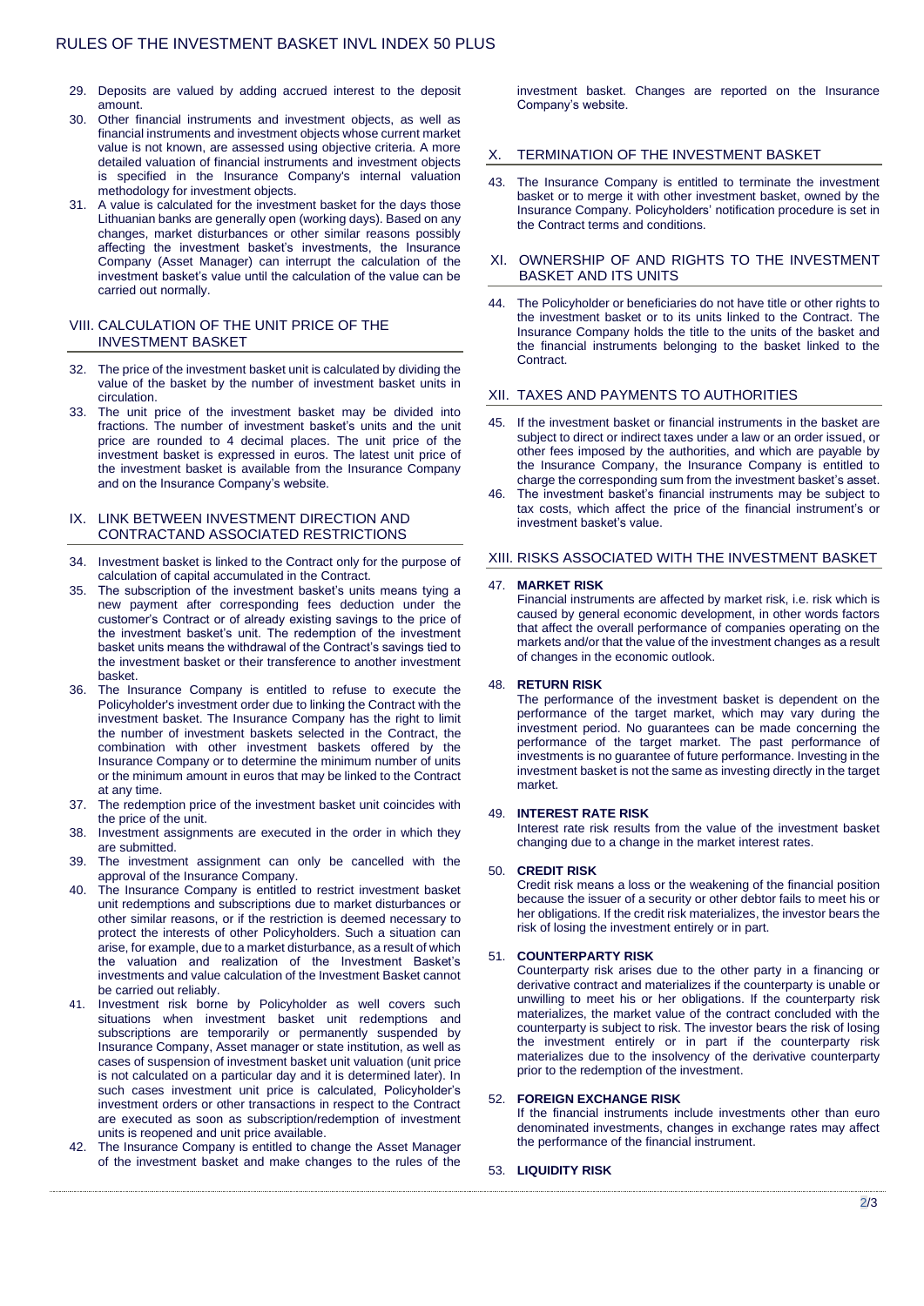29. Deposits are valued by adding accrued interest to the deposit amount.
30. Other financial instruments and investment objects, as well as financial instruments and investment objects whose current market value is not known, are assessed using objective criteria. A more detailed valuation of financial instruments and investment objects is specified in the Insurance Company's internal valuation methodology for investment objects.
31. A value is calculated for the investment basket for the days those Lithuanian banks are generally open (working days). Based on any changes, market disturbances or other similar reasons possibly affecting the investment basket's investments, the Insurance Company (Asset Manager) can interrupt the calculation of the investment basket's value until the calculation of the value can be carried out normally.

## VIII. CALCULATION OF THE UNIT PRICE OF THE INVESTMENT BASKET

32. The price of the investment basket unit is calculated by dividing the value of the basket by the number of investment basket units in circulation.
33. The unit price of the investment basket may be divided into fractions. The number of investment basket's units and the unit price are rounded to 4 decimal places. The unit price of the investment basket is expressed in euros. The latest unit price of the investment basket is available from the Insurance Company and on the Insurance Company's website.

## IX. LINK BETWEEN INVESTMENT DIRECTION AND CONTRACTAND ASSOCIATED RESTRICTIONS

34. Investment basket is linked to the Contract only for the purpose of calculation of capital accumulated in the Contract.
35. The subscription of the investment basket's units means tying a new payment after corresponding fees deduction under the customer's Contract or of already existing savings to the price of the investment basket's unit. The redemption of the investment basket units means the withdrawal of the Contract's savings tied to the investment basket or their transference to another investment basket.
36. The Insurance Company is entitled to refuse to execute the Policyholder's investment order due to linking the Contract with the investment basket. The Insurance Company has the right to limit the number of investment baskets selected in the Contract, the combination with other investment baskets offered by the Insurance Company or to determine the minimum number of units or the minimum amount in euros that may be linked to the Contract at any time.
37. The redemption price of the investment basket unit coincides with the price of the unit.
38. Investment assignments are executed in the order in which they are submitted.
39. The investment assignment can only be cancelled with the approval of the Insurance Company.
40. The Insurance Company is entitled to restrict investment basket unit redemptions and subscriptions due to market disturbances or other similar reasons, or if the restriction is deemed necessary to protect the interests of other Policyholders. Such a situation can arise, for example, due to a market disturbance, as a result of which the valuation and realization of the Investment Basket's investments and value calculation of the Investment Basket cannot be carried out reliably.
41. Investment risk borne by Policyholder as well covers such situations when investment basket unit redemptions and subscriptions are temporarily or permanently suspended by Insurance Company, Asset manager or state institution, as well as cases of suspension of investment basket unit valuation (unit price is not calculated on a particular day and it is determined later). In such cases investment unit price is calculated, Policyholder's investment orders or other transactions in respect to the Contract are executed as soon as subscription/redemption of investment units is reopened and unit price available.
42. The Insurance Company is entitled to change the Asset Manager of the investment basket and make changes to the rules of the investment basket. Changes are reported on the Insurance Company's website.

## X. TERMINATION OF THE INVESTMENT BASKET

43. The Insurance Company is entitled to terminate the investment basket or to merge it with other investment basket, owned by the Insurance Company. Policyholders' notification procedure is set in the Contract terms and conditions.

## XI. OWNERSHIP OF AND RIGHTS TO THE INVESTMENT BASKET AND ITS UNITS

44. The Policyholder or beneficiaries do not have title or other rights to the investment basket or to its units linked to the Contract. The Insurance Company holds the title to the units of the basket and the financial instruments belonging to the basket linked to the Contract.

## XII. TAXES AND PAYMENTS TO AUTHORITIES

45. If the investment basket or financial instruments in the basket are subject to direct or indirect taxes under a law or an order issued, or other fees imposed by the authorities, and which are payable by the Insurance Company, the Insurance Company is entitled to charge the corresponding sum from the investment basket's asset.
46. The investment basket's financial instruments may be subject to tax costs, which affect the price of the financial instrument's or investment basket's value.

## XIII. RISKS ASSOCIATED WITH THE INVESTMENT BASKET

47. **MARKET RISK**
    Financial instruments are affected by market risk, i.e. risk which is caused by general economic development, in other words factors that affect the overall performance of companies operating on the markets and/or that the value of the investment changes as a result of changes in the economic outlook.

48. **RETURN RISK**
    The performance of the investment basket is dependent on the performance of the target market, which may vary during the investment period. No guarantees can be made concerning the performance of the target market. The past performance of investments is no guarantee of future performance. Investing in the investment basket is not the same as investing directly in the target market.

49. **INTEREST RATE RISK**
    Interest rate risk results from the value of the investment basket changing due to a change in the market interest rates.

50. **CREDIT RISK**
    Credit risk means a loss or the weakening of the financial position because the issuer of a security or other debtor fails to meet his or her obligations. If the credit risk materializes, the investor bears the risk of losing the investment entirely or in part.

51. **COUNTERPARTY RISK**
    Counterparty risk arises due to the other party in a financing or derivative contract and materializes if the counterparty is unable or unwilling to meet his or her obligations. If the counterparty risk materializes, the market value of the contract concluded with the counterparty is subject to risk. The investor bears the risk of losing the investment entirely or in part if the counterparty risk materializes due to the insolvency of the derivative counterparty prior to the redemption of the investment.

52. **FOREIGN EXCHANGE RISK**
    If the financial instruments include investments other than euro denominated investments, changes in exchange rates may affect the performance of the financial instrument.

53. **LIQUIDITY RISK**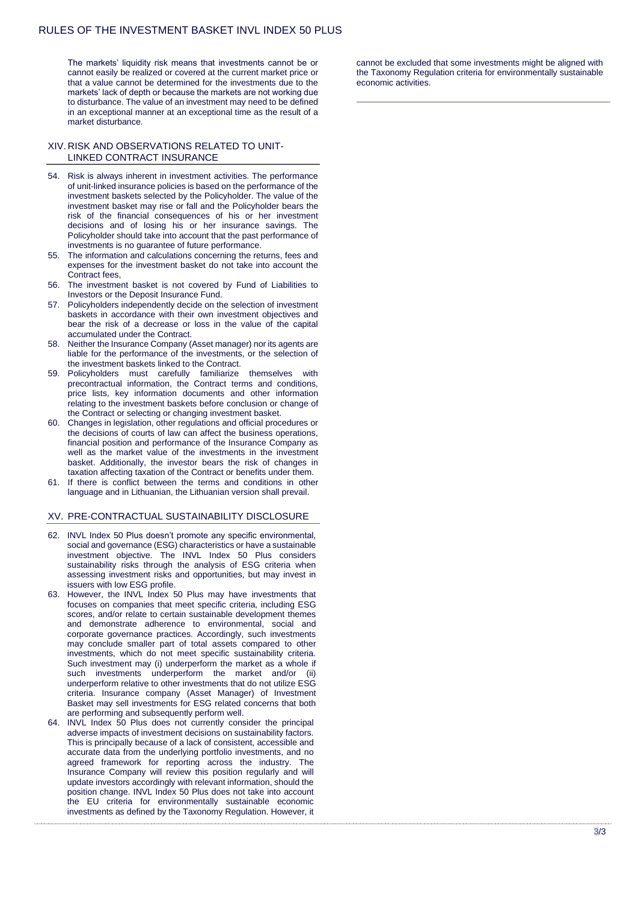The markets' liquidity risk means that investments cannot be or cannot easily be realized or covered at the current market price or that a value cannot be determined for the investments due to the markets' lack of depth or because the markets are not working due to disturbance. The value of an investment may need to be defined in an exceptional manner at an exceptional time as the result of a market disturbance.

## XIV. RISK AND OBSERVATIONS RELATED TO UNIT-LINKED CONTRACT INSURANCE

54. Risk is always inherent in investment activities. The performance of unit-linked insurance policies is based on the performance of the investment baskets selected by the Policyholder. The value of the investment basket may rise or fall and the Policyholder bears the risk of the financial consequences of his or her investment decisions and of losing his or her insurance savings. The Policyholder should take into account that the past performance of investments is no guarantee of future performance.
55. The information and calculations concerning the returns, fees and expenses for the investment basket do not take into account the Contract fees,
56. The investment basket is not covered by Fund of Liabilities to Investors or the Deposit Insurance Fund.
57. Policyholders independently decide on the selection of investment baskets in accordance with their own investment objectives and bear the risk of a decrease or loss in the value of the capital accumulated under the Contract.
58. Neither the Insurance Company (Asset manager) nor its agents are liable for the performance of the investments, or the selection of the investment baskets linked to the Contract.
59. Policyholders must carefully familiarize themselves with precontractual information, the Contract terms and conditions, price lists, key information documents and other information relating to the investment baskets before conclusion or change of the Contract or selecting or changing investment basket.
60. Changes in legislation, other regulations and official procedures or the decisions of courts of law can affect the business operations, financial position and performance of the Insurance Company as well as the market value of the investments in the investment basket. Additionally, the investor bears the risk of changes in taxation affecting taxation of the Contract or benefits under them.
61. If there is conflict between the terms and conditions in other language and in Lithuanian, the Lithuanian version shall prevail.

## XV. PRE-CONTRACTUAL SUSTAINABILITY DISCLOSURE

62. INVL Index 50 Plus doesn't promote any specific environmental, social and governance (ESG) characteristics or have a sustainable investment objective. The INVL Index 50 Plus considers sustainability risks through the analysis of ESG criteria when assessing investment risks and opportunities, but may invest in issuers with low ESG profile.
63. However, the INVL Index 50 Plus may have investments that focuses on companies that meet specific criteria, including ESG scores, and/or relate to certain sustainable development themes and demonstrate adherence to environmental, social and corporate governance practices. Accordingly, such investments may conclude smaller part of total assets compared to other investments, which do not meet specific sustainability criteria. Such investment may (i) underperform the market as a whole if such investments underperform the market and/or (ii) underperform relative to other investments that do not utilize ESG criteria. Insurance company (Asset Manager) of Investment Basket may sell investments for ESG related concerns that both are performing and subsequently perform well.
64. INVL Index 50 Plus does not currently consider the principal adverse impacts of investment decisions on sustainability factors. This is principally because of a lack of consistent, accessible and accurate data from the underlying portfolio investments, and no agreed framework for reporting across the industry. The Insurance Company will review this position regularly and will update investors accordingly with relevant information, should the position change. INVL Index 50 Plus does not take into account the EU criteria for environmentally sustainable economic investments as defined by the Taxonomy Regulation. However, it cannot be excluded that some investments might be aligned with the Taxonomy Regulation criteria for environmentally sustainable economic activities.